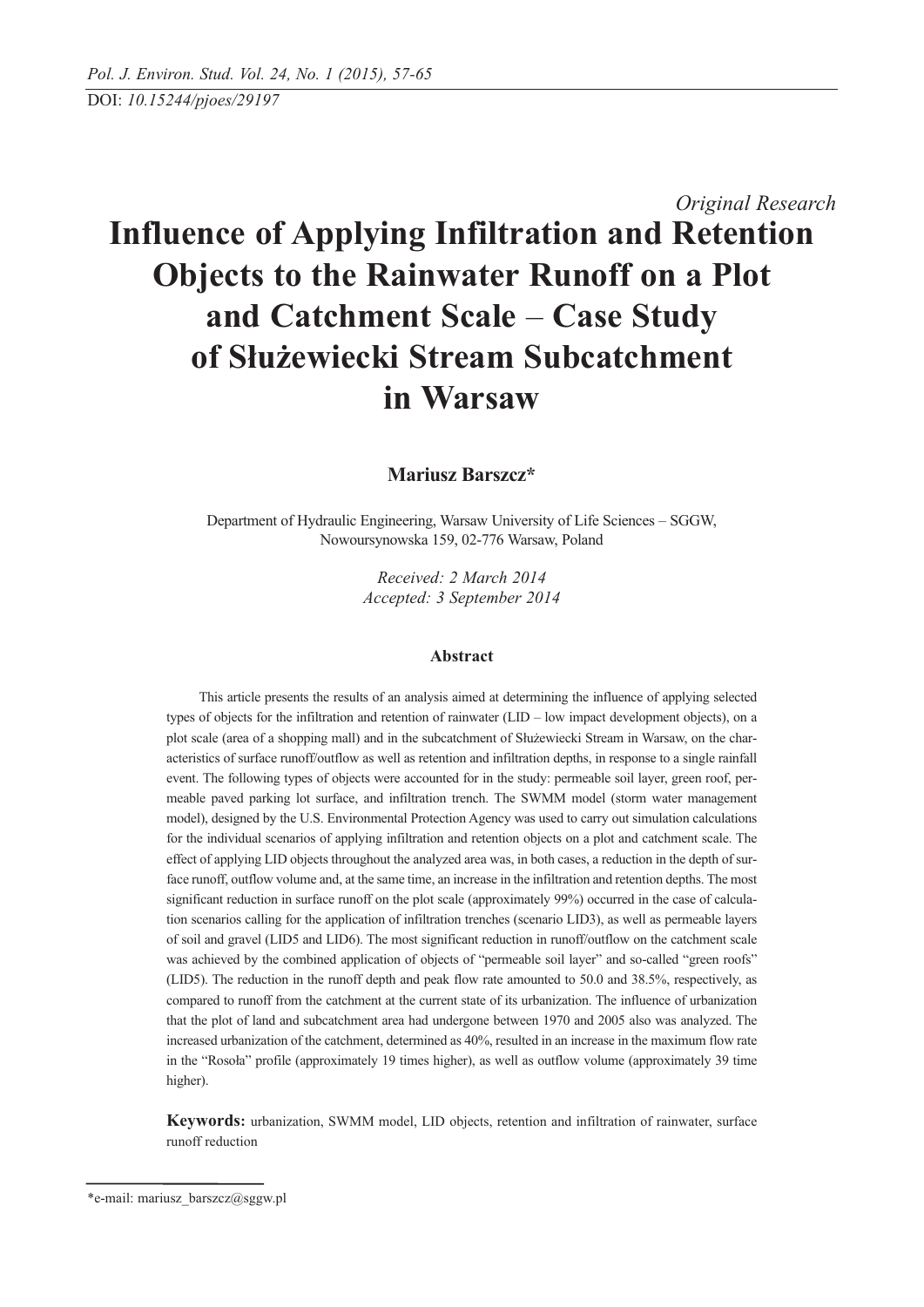DOI: *10.15244/pjoes/29197*

*Original Research*

# Influence of Applying Infiltration and Retention Objects to the Rainwater Runoff on a Plot and Catchment Scale – Case Study of Służewiecki Stream Subcatchment in Warsaw

**Mariusz Barszcz***

Department of Hydraulic Engineering, Warsaw University of Life Sciences – SGGW,
Nowoursynowska 159, 02-776 Warsaw, Poland

*Received: 2 March 2014*
*Accepted: 3 September 2014*

## Abstract

This article presents the results of an analysis aimed at determining the influence of applying selected types of objects for the infiltration and retention of rainwater (LID – low impact development objects), on a plot scale (area of a shopping mall) and in the subcatchment of Służewiecki Stream in Warsaw, on the characteristics of surface runoff/outflow as well as retention and infiltration depths, in response to a single rainfall event. The following types of objects were accounted for in the study: permeable soil layer, green roof, permeable paved parking lot surface, and infiltration trench. The SWMM model (storm water management model), designed by the U.S. Environmental Protection Agency was used to carry out simulation calculations for the individual scenarios of applying infiltration and retention objects on a plot and catchment scale. The effect of applying LID objects throughout the analyzed area was, in both cases, a reduction in the depth of surface runoff, outflow volume and, at the same time, an increase in the infiltration and retention depths. The most significant reduction in surface runoff on the plot scale (approximately 99%) occurred in the case of calculation scenarios calling for the application of infiltration trenches (scenario LID3), as well as permeable layers of soil and gravel (LID5 and LID6). The most significant reduction in runoff/outflow on the catchment scale was achieved by the combined application of objects of "permeable soil layer" and so-called "green roofs" (LID5). The reduction in the runoff depth and peak flow rate amounted to 50.0 and 38.5%, respectively, as compared to runoff from the catchment at the current state of its urbanization. The influence of urbanization that the plot of land and subcatchment area had undergone between 1970 and 2005 also was analyzed. The increased urbanization of the catchment, determined as 40%, resulted in an increase in the maximum flow rate in the "Rosoła" profile (approximately 19 times higher), as well as outflow volume (approximately 39 time higher).

**Keywords:** urbanization, SWMM model, LID objects, retention and infiltration of rainwater, surface runoff reduction

---

*e-mail: mariusz_barszcz@sggw.pl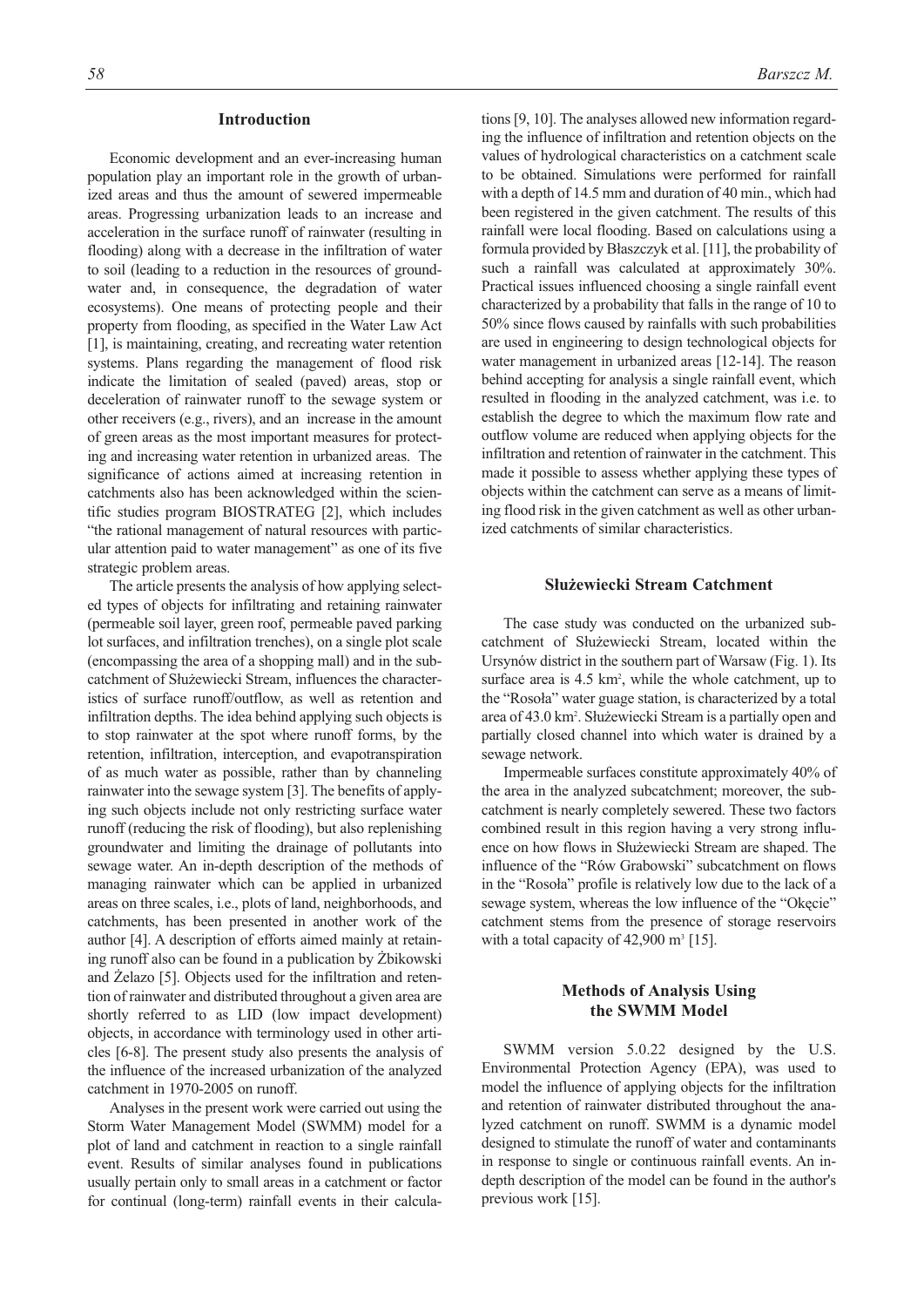## Introduction

Economic development and an ever-increasing human population play an important role in the growth of urbanized areas and thus the amount of sewered impermeable areas. Progressing urbanization leads to an increase and acceleration in the surface runoff of rainwater (resulting in flooding) along with a decrease in the infiltration of water to soil (leading to a reduction in the resources of groundwater and, in consequence, the degradation of water ecosystems). One means of protecting people and their property from flooding, as specified in the Water Law Act [1], is maintaining, creating, and recreating water retention systems. Plans regarding the management of flood risk indicate the limitation of sealed (paved) areas, stop or deceleration of rainwater runoff to the sewage system or other receivers (e.g., rivers), and an increase in the amount of green areas as the most important measures for protecting and increasing water retention in urbanized areas. The significance of actions aimed at increasing retention in catchments also has been acknowledged within the scientific studies program BIOSTRATEG [2], which includes "the rational management of natural resources with particular attention paid to water management" as one of its five strategic problem areas.

The article presents the analysis of how applying selected types of objects for infiltrating and retaining rainwater (permeable soil layer, green roof, permeable paved parking lot surfaces, and infiltration trenches), on a single plot scale (encompassing the area of a shopping mall) and in the subcatchment of Służewiecki Stream, influences the characteristics of surface runoff/outflow, as well as retention and infiltration depths. The idea behind applying such objects is to stop rainwater at the spot where runoff forms, by the retention, infiltration, interception, and evapotranspiration of as much water as possible, rather than by channeling rainwater into the sewage system [3]. The benefits of applying such objects include not only restricting surface water runoff (reducing the risk of flooding), but also replenishing groundwater and limiting the drainage of pollutants into sewage water. An in-depth description of the methods of managing rainwater which can be applied in urbanized areas on three scales, i.e., plots of land, neighborhoods, and catchments, has been presented in another work of the author [4]. A description of efforts aimed mainly at retaining runoff also can be found in a publication by Żbikowski and Żelazo [5]. Objects used for the infiltration and retention of rainwater and distributed throughout a given area are shortly referred to as LID (low impact development) objects, in accordance with terminology used in other articles [6-8]. The present study also presents the analysis of the influence of the increased urbanization of the analyzed catchment in 1970-2005 on runoff.

Analyses in the present work were carried out using the Storm Water Management Model (SWMM) model for a plot of land and catchment in reaction to a single rainfall event. Results of similar analyses found in publications usually pertain only to small areas in a catchment or factor for continual (long-term) rainfall events in their calculations [9, 10]. The analyses allowed new information regarding the influence of infiltration and retention objects on the values of hydrological characteristics on a catchment scale to be obtained. Simulations were performed for rainfall with a depth of 14.5 mm and duration of 40 min., which had been registered in the given catchment. The results of this rainfall were local flooding. Based on calculations using a formula provided by Błaszczyk et al. [11], the probability of such a rainfall was calculated at approximately 30%. Practical issues influenced choosing a single rainfall event characterized by a probability that falls in the range of 10 to 50% since flows caused by rainfalls with such probabilities are used in engineering to design technological objects for water management in urbanized areas [12-14]. The reason behind accepting for analysis a single rainfall event, which resulted in flooding in the analyzed catchment, was i.e. to establish the degree to which the maximum flow rate and outflow volume are reduced when applying objects for the infiltration and retention of rainwater in the catchment. This made it possible to assess whether applying these types of objects within the catchment can serve as a means of limiting flood risk in the given catchment as well as other urbanized catchments of similar characteristics.

## Służewiecki Stream Catchment

The case study was conducted on the urbanized subcatchment of Służewiecki Stream, located within the Ursynów district in the southern part of Warsaw (Fig. 1). Its surface area is 4.5 km$^2$, while the whole catchment, up to the "Rosoła" water guage station, is characterized by a total area of 43.0 km$^2$. Służewiecki Stream is a partially open and partially closed channel into which water is drained by a sewage network.

Impermeable surfaces constitute approximately 40% of the area in the analyzed subcatchment; moreover, the subcatchment is nearly completely sewered. These two factors combined result in this region having a very strong influence on how flows in Służewiecki Stream are shaped. The influence of the "Rów Grabowski" subcatchment on flows in the "Rosoła" profile is relatively low due to the lack of a sewage system, whereas the low influence of the "Okęcie" catchment stems from the presence of storage reservoirs with a total capacity of 42,900 m$^3$ [15].

## Methods of Analysis Using the SWMM Model

SWMM version 5.0.22 designed by the U.S. Environmental Protection Agency (EPA), was used to model the influence of applying objects for the infiltration and retention of rainwater distributed throughout the analyzed catchment on runoff. SWMM is a dynamic model designed to stimulate the runoff of water and contaminants in response to single or continuous rainfall events. An in-depth description of the model can be found in the author's previous work [15].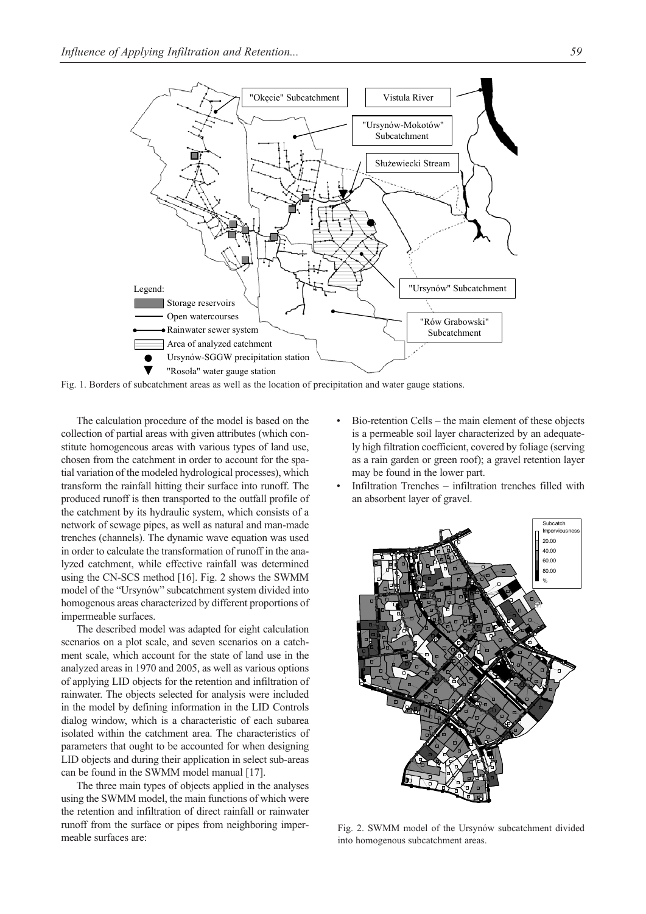Fig. 1. Borders of subcatchment areas as well as the location of precipitation and water gauge stations.

The calculation procedure of the model is based on the collection of partial areas with given attributes (which constitute homogeneous areas with various types of land use, chosen from the catchment in order to account for the spatial variation of the modeled hydrological processes), which transform the rainfall hitting their surface into runoff. The produced runoff is then transported to the outfall profile of the catchment by its hydraulic system, which consists of a network of sewage pipes, as well as natural and man-made trenches (channels). The dynamic wave equation was used in order to calculate the transformation of runoff in the analyzed catchment, while effective rainfall was determined using the CN-SCS method [16]. Fig. 2 shows the SWMM model of the "Ursynów" subcatchment system divided into homogenous areas characterized by different proportions of impermeable surfaces.

The described model was adapted for eight calculation scenarios on a plot scale, and seven scenarios on a catchment scale, which account for the state of land use in the analyzed areas in 1970 and 2005, as well as various options of applying LID objects for the retention and infiltration of rainwater. The objects selected for analysis were included in the model by defining information in the LID Controls dialog window, which is a characteristic of each subarea isolated within the catchment area. The characteristics of parameters that ought to be accounted for when designing LID objects and during their application in select sub-areas can be found in the SWMM model manual [17].

The three main types of objects applied in the analyses using the SWMM model, the main functions of which were the retention and infiltration of direct rainfall or rainwater runoff from the surface or pipes from neighboring impermeable surfaces are:

- Bio-retention Cells – the main element of these objects is a permeable soil layer characterized by an adequately high filtration coefficient, covered by foliage (serving as a rain garden or green roof); a gravel retention layer may be found in the lower part.
- Infiltration Trenches – infiltration trenches filled with an absorbent layer of gravel.

Fig. 2. SWMM model of the Ursynów subcatchment divided into homogenous subcatchment areas.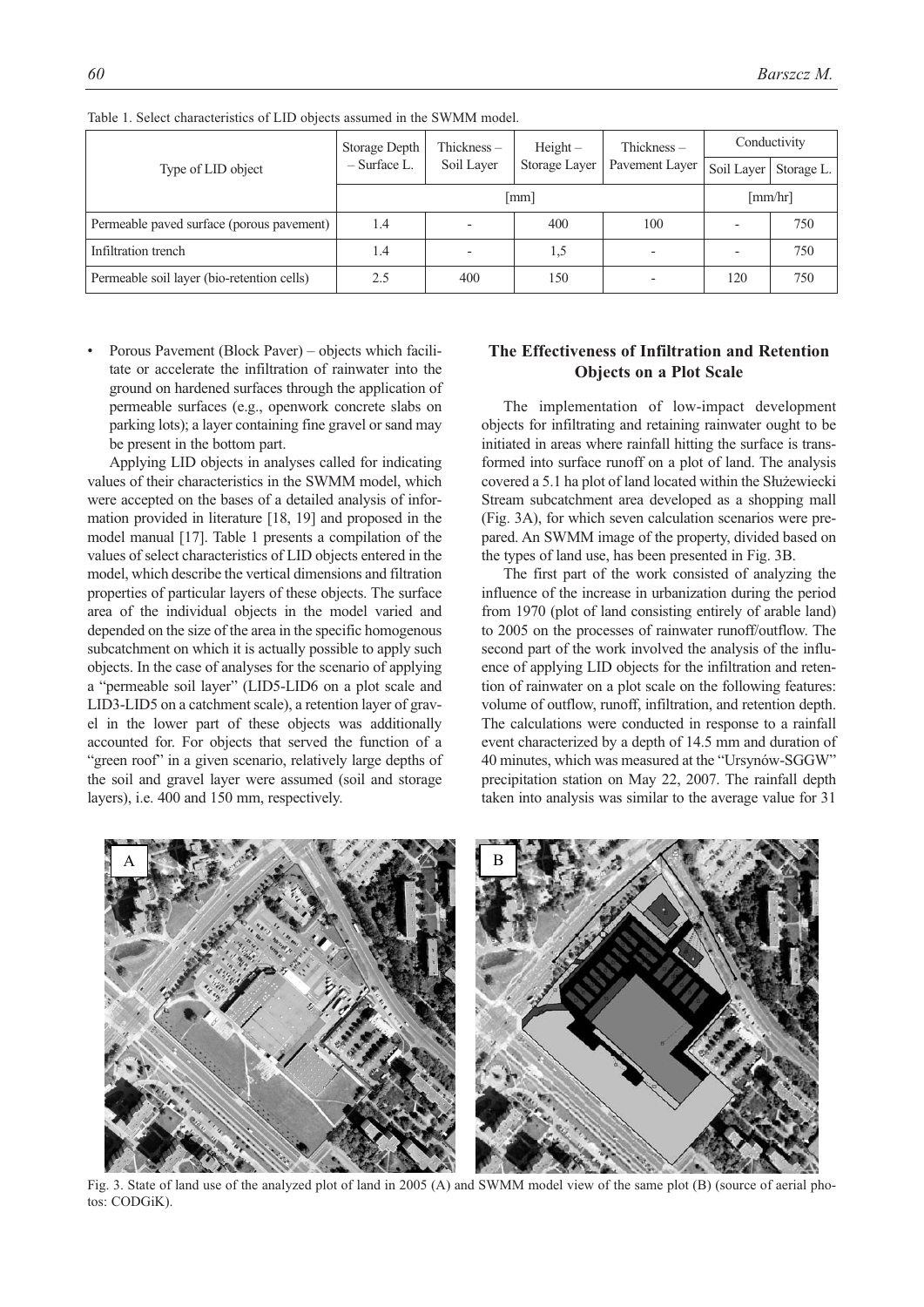Table 1. Select characteristics of LID objects assumed in the SWMM model.

| Type of LID object | Storage Depth – Surface L. | Thickness – Soil Layer | Height – Storage Layer | Thickness – Pavement Layer | Conductivity | |
|---|---|---|---|---|---|---|
| | | | | | Soil Layer | Storage L. |
| | [mm] | | | | [mm/hr] | |
| Permeable paved surface (porous pavement) | 1.4 | - | 400 | 100 | - | 750 |
| Infiltration trench | 1.4 | - | 1,5 | - | - | 750 |
| Permeable soil layer (bio-retention cells) | 2.5 | 400 | 150 | - | 120 | 750 |

- Porous Pavement (Block Paver) – objects which facilitate or accelerate the infiltration of rainwater into the ground on hardened surfaces through the application of permeable surfaces (e.g., openwork concrete slabs on parking lots); a layer containing fine gravel or sand may be present in the bottom part.

Applying LID objects in analyses called for indicating values of their characteristics in the SWMM model, which were accepted on the bases of a detailed analysis of information provided in literature [18, 19] and proposed in the model manual [17]. Table 1 presents a compilation of the values of select characteristics of LID objects entered in the model, which describe the vertical dimensions and filtration properties of particular layers of these objects. The surface area of the individual objects in the model varied and depended on the size of the area in the specific homogenous subcatchment on which it is actually possible to apply such objects. In the case of analyses for the scenario of applying a "permeable soil layer" (LID5-LID6 on a plot scale and LID3-LID5 on a catchment scale), a retention layer of gravel in the lower part of these objects was additionally accounted for. For objects that served the function of a "green roof" in a given scenario, relatively large depths of the soil and gravel layer were assumed (soil and storage layers), i.e. 400 and 150 mm, respectively.

## The Effectiveness of Infiltration and Retention Objects on a Plot Scale

The implementation of low-impact development objects for infiltrating and retaining rainwater ought to be initiated in areas where rainfall hitting the surface is transformed into surface runoff on a plot of land. The analysis covered a 5.1 ha plot of land located within the Służewiecki Stream subcatchment area developed as a shopping mall (Fig. 3A), for which seven calculation scenarios were prepared. An SWMM image of the property, divided based on the types of land use, has been presented in Fig. 3B.

The first part of the work consisted of analyzing the influence of the increase in urbanization during the period from 1970 (plot of land consisting entirely of arable land) to 2005 on the processes of rainwater runoff/outflow. The second part of the work involved the analysis of the influence of applying LID objects for the infiltration and retention of rainwater on a plot scale on the following features: volume of outflow, runoff, infiltration, and retention depth. The calculations were conducted in response to a rainfall event characterized by a depth of 14.5 mm and duration of 40 minutes, which was measured at the "Ursynów-SGGW" precipitation station on May 22, 2007. The rainfall depth taken into analysis was similar to the average value for 31

Fig. 3. State of land use of the analyzed plot of land in 2005 (A) and SWMM model view of the same plot (B) (source of aerial photos: CODGiK).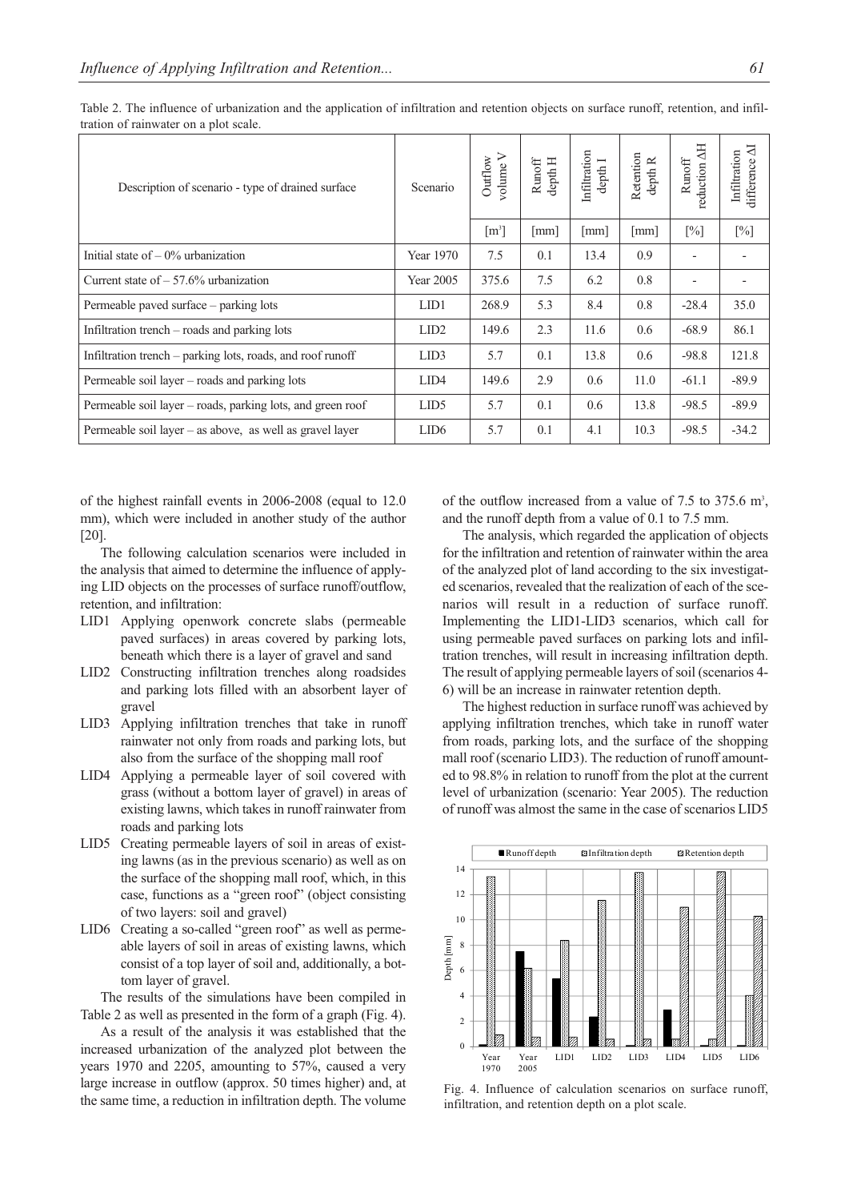Table 2. The influence of urbanization and the application of infiltration and retention objects on surface runoff, retention, and infiltration of rainwater on a plot scale.

| Description of scenario - type of drained surface | Scenario | Outflow volume V | Runoff depth H | Infiltration depth I | Retention depth R | Runoff reduction ΔH | Infiltration difference ΔI |
|---|---|---|---|---|---|---|---|
| | | [m³] | [mm] | [mm] | [mm] | [%] | [%] |
| Initial state of – 0% urbanization | Year 1970 | 7.5 | 0.1 | 13.4 | 0.9 | - | - |
| Current state of – 57.6% urbanization | Year 2005 | 375.6 | 7.5 | 6.2 | 0.8 | - | - |
| Permeable paved surface – parking lots | LID1 | 268.9 | 5.3 | 8.4 | 0.8 | -28.4 | 35.0 |
| Infiltration trench – roads and parking lots | LID2 | 149.6 | 2.3 | 11.6 | 0.6 | -68.9 | 86.1 |
| Infiltration trench – parking lots, roads, and roof runoff | LID3 | 5.7 | 0.1 | 13.8 | 0.6 | -98.8 | 121.8 |
| Permeable soil layer – roads and parking lots | LID4 | 149.6 | 2.9 | 0.6 | 11.0 | -61.1 | -89.9 |
| Permeable soil layer – roads, parking lots, and green roof | LID5 | 5.7 | 0.1 | 0.6 | 13.8 | -98.5 | -89.9 |
| Permeable soil layer – as above, as well as gravel layer | LID6 | 5.7 | 0.1 | 4.1 | 10.3 | -98.5 | -34.2 |

of the highest rainfall events in 2006-2008 (equal to 12.0 mm), which were included in another study of the author [20].

The following calculation scenarios were included in the analysis that aimed to determine the influence of applying LID objects on the processes of surface runoff/outflow, retention, and infiltration:

- LID1 Applying openwork concrete slabs (permeable paved surfaces) in areas covered by parking lots, beneath which there is a layer of gravel and sand
- LID2 Constructing infiltration trenches along roadsides and parking lots filled with an absorbent layer of gravel
- LID3 Applying infiltration trenches that take in runoff rainwater not only from roads and parking lots, but also from the surface of the shopping mall roof
- LID4 Applying a permeable layer of soil covered with grass (without a bottom layer of gravel) in areas of existing lawns, which takes in runoff rainwater from roads and parking lots
- LID5 Creating permeable layers of soil in areas of existing lawns (as in the previous scenario) as well as on the surface of the shopping mall roof, which, in this case, functions as a "green roof" (object consisting of two layers: soil and gravel)
- LID6 Creating a so-called "green roof" as well as permeable layers of soil in areas of existing lawns, which consist of a top layer of soil and, additionally, a bottom layer of gravel.

The results of the simulations have been compiled in Table 2 as well as presented in the form of a graph (Fig. 4).

As a result of the analysis it was established that the increased urbanization of the analyzed plot between the years 1970 and 2205, amounting to 57%, caused a very large increase in outflow (approx. 50 times higher) and, at the same time, a reduction in infiltration depth. The volume of the outflow increased from a value of 7.5 to 375.6 m³, and the runoff depth from a value of 0.1 to 7.5 mm.

The analysis, which regarded the application of objects for the infiltration and retention of rainwater within the area of the analyzed plot of land according to the six investigated scenarios, revealed that the realization of each of the scenarios will result in a reduction of surface runoff. Implementing the LID1-LID3 scenarios, which call for using permeable paved surfaces on parking lots and infiltration trenches, will result in increasing infiltration depth. The result of applying permeable layers of soil (scenarios 4-6) will be an increase in rainwater retention depth.

The highest reduction in surface runoff was achieved by applying infiltration trenches, which take in runoff water from roads, parking lots, and the surface of the shopping mall roof (scenario LID3). The reduction of runoff amounted to 98.8% in relation to runoff from the plot at the current level of urbanization (scenario: Year 2005). The reduction of runoff was almost the same in the case of scenarios LID5

Fig. 4. Influence of calculation scenarios on surface runoff, infiltration, and retention depth on a plot scale.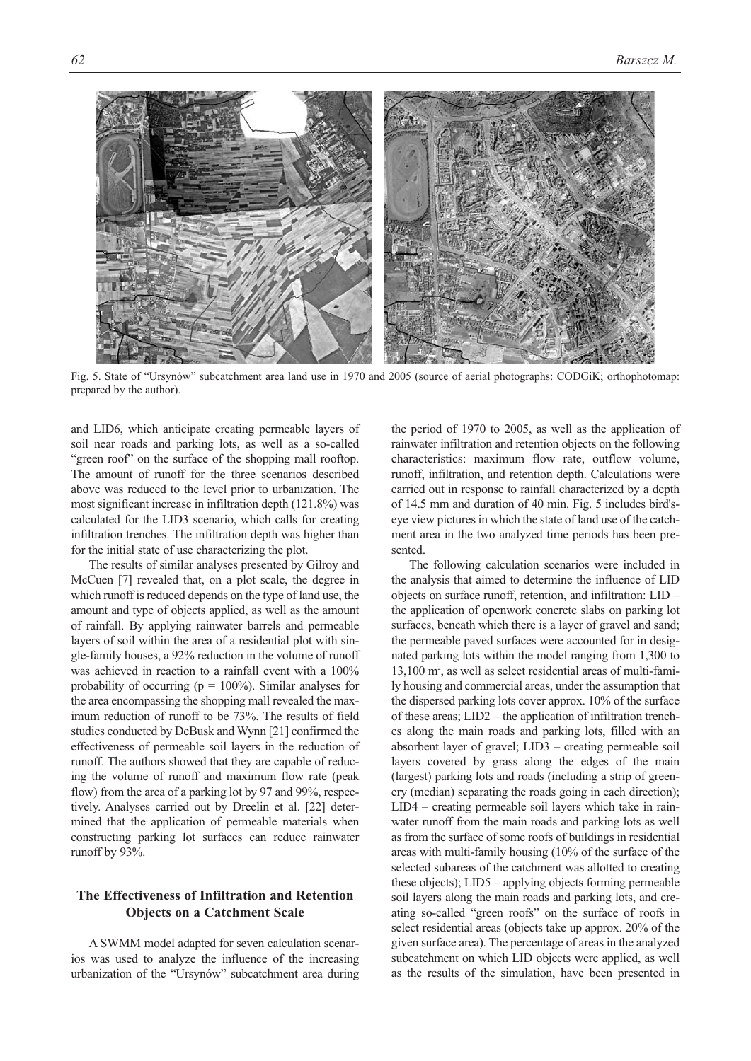Fig. 5. State of "Ursynów" subcatchment area land use in 1970 and 2005 (source of aerial photographs: CODGiK; orthophotomap: prepared by the author).

and LID6, which anticipate creating permeable layers of soil near roads and parking lots, as well as a so-called "green roof" on the surface of the shopping mall rooftop. The amount of runoff for the three scenarios described above was reduced to the level prior to urbanization. The most significant increase in infiltration depth (121.8%) was calculated for the LID3 scenario, which calls for creating infiltration trenches. The infiltration depth was higher than for the initial state of use characterizing the plot.

The results of similar analyses presented by Gilroy and McCuen [7] revealed that, on a plot scale, the degree in which runoff is reduced depends on the type of land use, the amount and type of objects applied, as well as the amount of rainfall. By applying rainwater barrels and permeable layers of soil within the area of a residential plot with single-family houses, a 92% reduction in the volume of runoff was achieved in reaction to a rainfall event with a 100% probability of occurring ($p = 100\%$). Similar analyses for the area encompassing the shopping mall revealed the maximum reduction of runoff to be 73%. The results of field studies conducted by DeBusk and Wynn [21] confirmed the effectiveness of permeable soil layers in the reduction of runoff. The authors showed that they are capable of reducing the volume of runoff and maximum flow rate (peak flow) from the area of a parking lot by 97 and 99%, respectively. Analyses carried out by Dreelin et al. [22] determined that the application of permeable materials when constructing parking lot surfaces can reduce rainwater runoff by 93%.

## The Effectiveness of Infiltration and Retention Objects on a Catchment Scale

A SWMM model adapted for seven calculation scenarios was used to analyze the influence of the increasing urbanization of the "Ursynów" subcatchment area during the period of 1970 to 2005, as well as the application of rainwater infiltration and retention objects on the following characteristics: maximum flow rate, outflow volume, runoff, infiltration, and retention depth. Calculations were carried out in response to rainfall characterized by a depth of 14.5 mm and duration of 40 min. Fig. 5 includes bird's-eye view pictures in which the state of land use of the catchment area in the two analyzed time periods has been presented.

The following calculation scenarios were included in the analysis that aimed to determine the influence of LID objects on surface runoff, retention, and infiltration: LID – the application of openwork concrete slabs on parking lot surfaces, beneath which there is a layer of gravel and sand; the permeable paved surfaces were accounted for in designated parking lots within the model ranging from 1,300 to 13,100 $m^2$, as well as select residential areas of multi-family housing and commercial areas, under the assumption that the dispersed parking lots cover approx. 10% of the surface of these areas; LID2 – the application of infiltration trenches along the main roads and parking lots, filled with an absorbent layer of gravel; LID3 – creating permeable soil layers covered by grass along the edges of the main (largest) parking lots and roads (including a strip of greenery (median) separating the roads going in each direction); LID4 – creating permeable soil layers which take in rainwater runoff from the main roads and parking lots as well as from the surface of some roofs of buildings in residential areas with multi-family housing (10% of the surface of the selected subareas of the catchment was allotted to creating these objects); LID5 – applying objects forming permeable soil layers along the main roads and parking lots, and creating so-called "green roofs" on the surface of roofs in select residential areas (objects take up approx. 20% of the given surface area). The percentage of areas in the analyzed subcatchment on which LID objects were applied, as well as the results of the simulation, have been presented in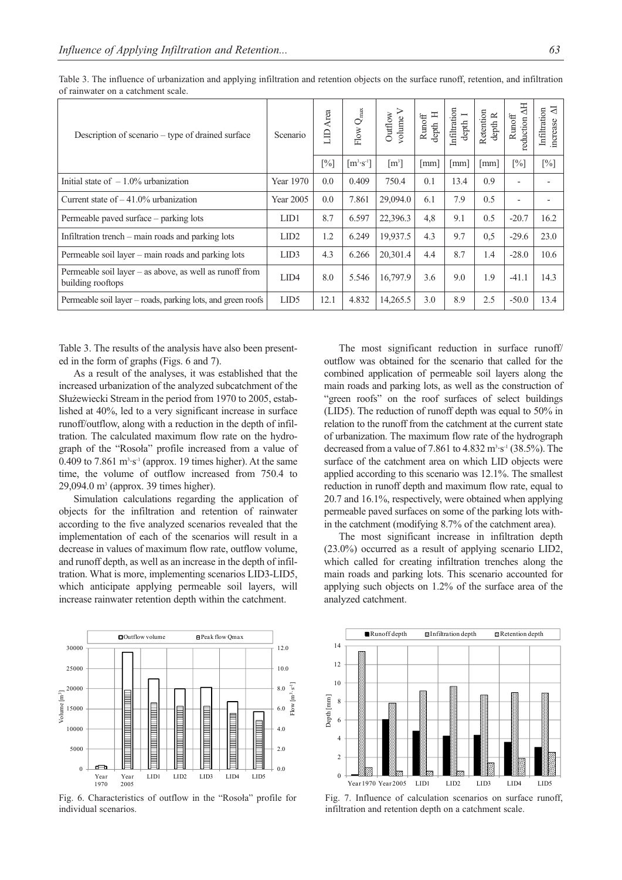Table 3. The influence of urbanization and applying infiltration and retention objects on the surface runoff, retention, and infiltration of rainwater on a catchment scale.

| Description of scenario – type of drained surface | Scenario | LID Area | Flow $Q_{max}$ | Outflow volume V | Runoff depth H | Infiltration depth I | Retention depth R | Runoff reduction ΔH | Infiltration increase ΔI |
|---|---|---|---|---|---|---|---|---|---|
| | | [%] | [$m^3 \cdot s^{-1}$] | [$m^3$] | [mm] | [mm] | [mm] | [%] | [%] |
| Initial state of – 1.0% urbanization | Year 1970 | 0.0 | 0.409 | 750.4 | 0.1 | 13.4 | 0.9 | - | - |
| Current state of – 41.0% urbanization | Year 2005 | 0.0 | 7.861 | 29,094.0 | 6.1 | 7.9 | 0.5 | - | - |
| Permeable paved surface – parking lots | LID1 | 8.7 | 6.597 | 22,396.3 | 4,8 | 9.1 | 0.5 | -20.7 | 16.2 |
| Infiltration trench – main roads and parking lots | LID2 | 1.2 | 6.249 | 19,937.5 | 4.3 | 9.7 | 0,5 | -29.6 | 23.0 |
| Permeable soil layer – main roads and parking lots | LID3 | 4.3 | 6.266 | 20,301.4 | 4.4 | 8.7 | 1.4 | -28.0 | 10.6 |
| Permeable soil layer – as above, as well as runoff from building rooftops | LID4 | 8.0 | 5.546 | 16,797.9 | 3.6 | 9.0 | 1.9 | -41.1 | 14.3 |
| Permeable soil layer – roads, parking lots, and green roofs | LID5 | 12.1 | 4.832 | 14,265.5 | 3.0 | 8.9 | 2.5 | -50.0 | 13.4 |

Table 3. The results of the analysis have also been presented in the form of graphs (Figs. 6 and 7).

As a result of the analyses, it was established that the increased urbanization of the analyzed subcatchment of the Służewiecki Stream in the period from 1970 to 2005, established at 40%, led to a very significant increase in surface runoff/outflow, along with a reduction in the depth of infiltration. The calculated maximum flow rate on the hydrograph of the "Rosoła" profile increased from a value of 0.409 to 7.861 $m^3 \cdot s^{-1}$ (approx. 19 times higher). At the same time, the volume of outflow increased from 750.4 to 29,094.0 $m^3$ (approx. 39 times higher).

Simulation calculations regarding the application of objects for the infiltration and retention of rainwater according to the five analyzed scenarios revealed that the implementation of each of the scenarios will result in a decrease in values of maximum flow rate, outflow volume, and runoff depth, as well as an increase in the depth of infiltration. What is more, implementing scenarios LID3-LID5, which anticipate applying permeable soil layers, will increase rainwater retention depth within the catchment.

The most significant reduction in surface runoff/outflow was obtained for the scenario that called for the combined application of permeable soil layers along the main roads and parking lots, as well as the construction of "green roofs" on the roof surfaces of select buildings (LID5). The reduction of runoff depth was equal to 50% in relation to the runoff from the catchment at the current state of urbanization. The maximum flow rate of the hydrograph decreased from a value of 7.861 to 4.832 $m^3 \cdot s^{-1}$ (38.5%). The surface of the catchment area on which LID objects were applied according to this scenario was 12.1%. The smallest reduction in runoff depth and maximum flow rate, equal to 20.7 and 16.1%, respectively, were obtained when applying permeable paved surfaces on some of the parking lots within the catchment (modifying 8.7% of the catchment area).

The most significant increase in infiltration depth (23.0%) occurred as a result of applying scenario LID2, which called for creating infiltration trenches along the main roads and parking lots. This scenario accounted for applying such objects on 1.2% of the surface area of the analyzed catchment.

Fig. 6. Characteristics of outflow in the "Rosoła" profile for individual scenarios.

Fig. 7. Influence of calculation scenarios on surface runoff, infiltration and retention depth on a catchment scale.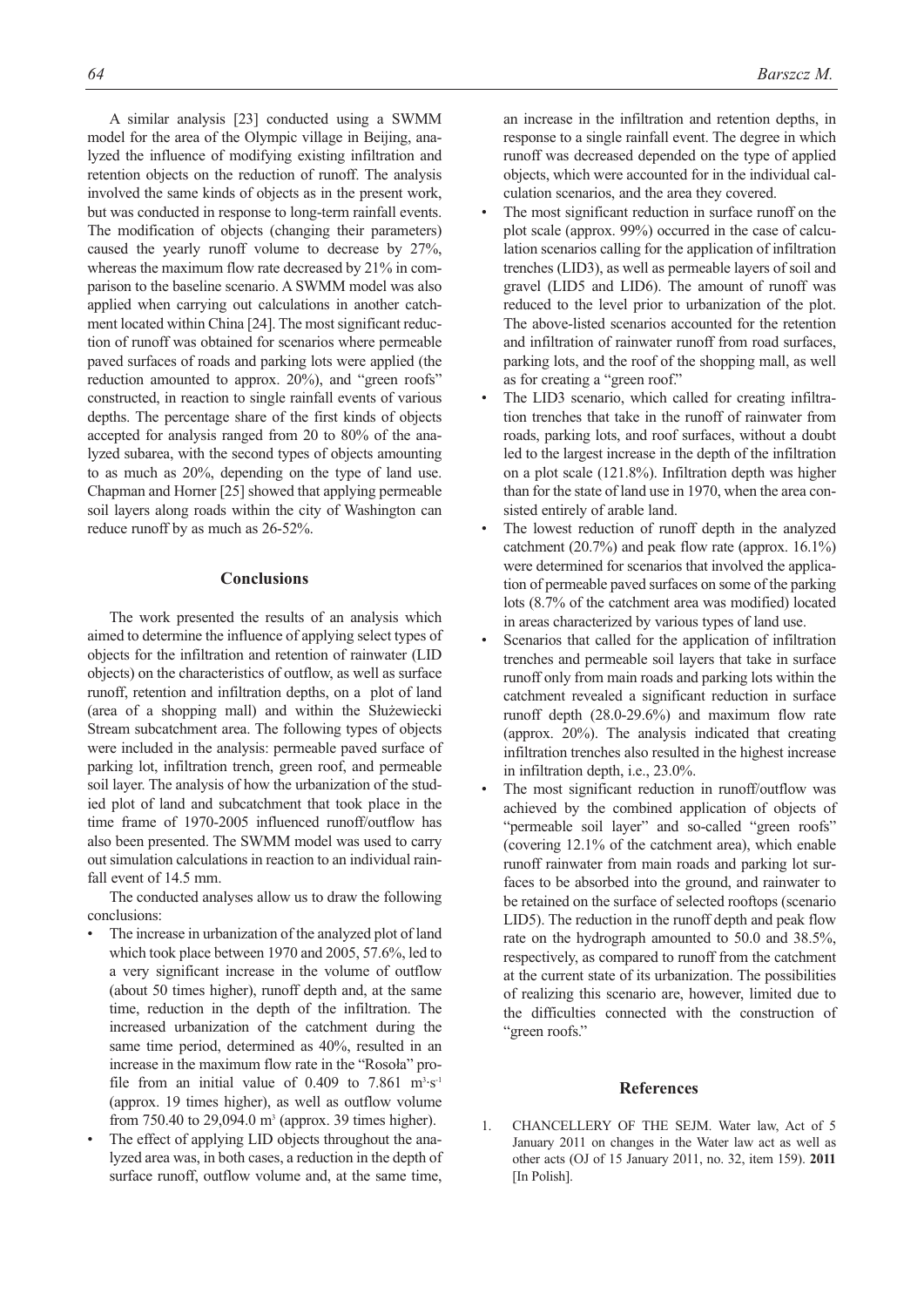A similar analysis [23] conducted using a SWMM model for the area of the Olympic village in Beijing, analyzed the influence of modifying existing infiltration and retention objects on the reduction of runoff. The analysis involved the same kinds of objects as in the present work, but was conducted in response to long-term rainfall events. The modification of objects (changing their parameters) caused the yearly runoff volume to decrease by 27%, whereas the maximum flow rate decreased by 21% in comparison to the baseline scenario. A SWMM model was also applied when carrying out calculations in another catchment located within China [24]. The most significant reduction of runoff was obtained for scenarios where permeable paved surfaces of roads and parking lots were applied (the reduction amounted to approx. 20%), and "green roofs" constructed, in reaction to single rainfall events of various depths. The percentage share of the first kinds of objects accepted for analysis ranged from 20 to 80% of the analyzed subarea, with the second types of objects amounting to as much as 20%, depending on the type of land use. Chapman and Horner [25] showed that applying permeable soil layers along roads within the city of Washington can reduce runoff by as much as 26-52%.

## Conclusions

The work presented the results of an analysis which aimed to determine the influence of applying select types of objects for the infiltration and retention of rainwater (LID objects) on the characteristics of outflow, as well as surface runoff, retention and infiltration depths, on a plot of land (area of a shopping mall) and within the Służewiecki Stream subcatchment area. The following types of objects were included in the analysis: permeable paved surface of parking lot, infiltration trench, green roof, and permeable soil layer. The analysis of how the urbanization of the studied plot of land and subcatchment that took place in the time frame of 1970-2005 influenced runoff/outflow has also been presented. The SWMM model was used to carry out simulation calculations in reaction to an individual rainfall event of 14.5 mm.

The conducted analyses allow us to draw the following conclusions:

- The increase in urbanization of the analyzed plot of land which took place between 1970 and 2005, 57.6%, led to a very significant increase in the volume of outflow (about 50 times higher), runoff depth and, at the same time, reduction in the depth of the infiltration. The increased urbanization of the catchment during the same time period, determined as 40%, resulted in an increase in the maximum flow rate in the "Rosoła" profile from an initial value of 0.409 to 7.861 $m^3 \cdot s^{-1}$ (approx. 19 times higher), as well as outflow volume from 750.40 to 29,094.0 $m^3$ (approx. 39 times higher).
- The effect of applying LID objects throughout the analyzed area was, in both cases, a reduction in the depth of surface runoff, outflow volume and, at the same time, an increase in the infiltration and retention depths, in response to a single rainfall event. The degree in which runoff was decreased depended on the type of applied objects, which were accounted for in the individual calculation scenarios, and the area they covered.
- The most significant reduction in surface runoff on the plot scale (approx. 99%) occurred in the case of calculation scenarios calling for the application of infiltration trenches (LID3), as well as permeable layers of soil and gravel (LID5 and LID6). The amount of runoff was reduced to the level prior to urbanization of the plot. The above-listed scenarios accounted for the retention and infiltration of rainwater runoff from road surfaces, parking lots, and the roof of the shopping mall, as well as for creating a "green roof."
- The LID3 scenario, which called for creating infiltration trenches that take in the runoff of rainwater from roads, parking lots, and roof surfaces, without a doubt led to the largest increase in the depth of the infiltration on a plot scale (121.8%). Infiltration depth was higher than for the state of land use in 1970, when the area consisted entirely of arable land.
- The lowest reduction of runoff depth in the analyzed catchment (20.7%) and peak flow rate (approx. 16.1%) were determined for scenarios that involved the application of permeable paved surfaces on some of the parking lots (8.7% of the catchment area was modified) located in areas characterized by various types of land use.
- Scenarios that called for the application of infiltration trenches and permeable soil layers that take in surface runoff only from main roads and parking lots within the catchment revealed a significant reduction in surface runoff depth (28.0-29.6%) and maximum flow rate (approx. 20%). The analysis indicated that creating infiltration trenches also resulted in the highest increase in infiltration depth, i.e., 23.0%.
- The most significant reduction in runoff/outflow was achieved by the combined application of objects of "permeable soil layer" and so-called "green roofs" (covering 12.1% of the catchment area), which enable runoff rainwater from main roads and parking lot surfaces to be absorbed into the ground, and rainwater to be retained on the surface of selected rooftops (scenario LID5). The reduction in the runoff depth and peak flow rate on the hydrograph amounted to 50.0 and 38.5%, respectively, as compared to runoff from the catchment at the current state of its urbanization. The possibilities of realizing this scenario are, however, limited due to the difficulties connected with the construction of "green roofs."

## References

1. CHANCELLERY OF THE SEJM. Water law, Act of 5 January 2011 on changes in the Water law act as well as other acts (OJ of 15 January 2011, no. 32, item 159). **2011** [In Polish].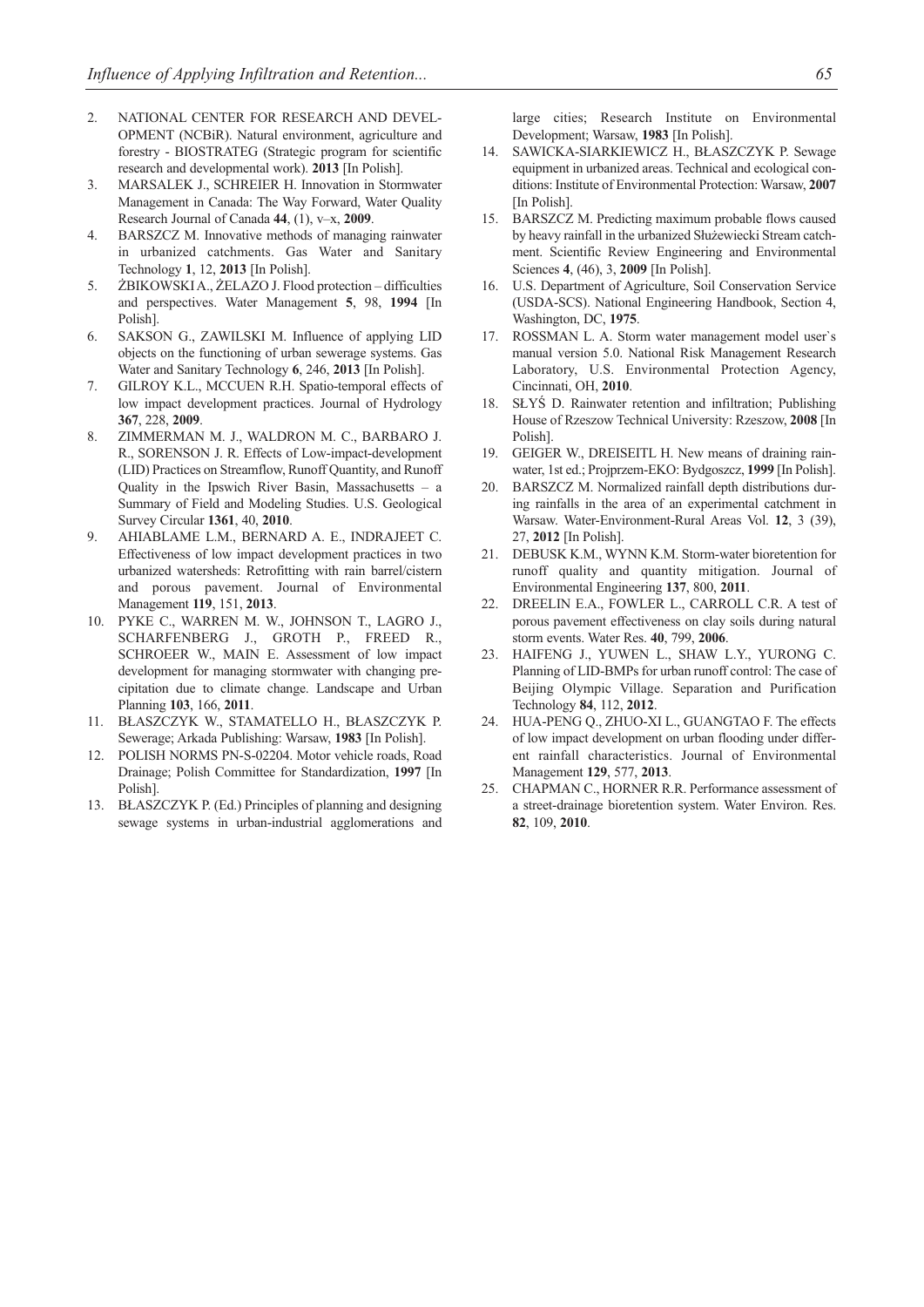2. NATIONAL CENTER FOR RESEARCH AND DEVELOPMENT (NCBiR). Natural environment, agriculture and forestry - BIOSTRATEG (Strategic program for scientific research and developmental work). **2013** [In Polish].
3. MARSALEK J., SCHREIER H. Innovation in Stormwater Management in Canada: The Way Forward, Water Quality Research Journal of Canada **44**, (1), v–x, **2009**.
4. BARSZCZ M. Innovative methods of managing rainwater in urbanized catchments. Gas Water and Sanitary Technology **1**, 12, **2013** [In Polish].
5. ŻBIKOWSKI A., ŻELAZO J. Flood protection – difficulties and perspectives. Water Management **5**, 98, **1994** [In Polish].
6. SAKSON G., ZAWILSKI M. Influence of applying LID objects on the functioning of urban sewerage systems. Gas Water and Sanitary Technology **6**, 246, **2013** [In Polish].
7. GILROY K.L., MCCUEN R.H. Spatio-temporal effects of low impact development practices. Journal of Hydrology **367**, 228, **2009**.
8. ZIMMERMAN M. J., WALDRON M. C., BARBARO J. R., SORENSON J. R. Effects of Low-impact-development (LID) Practices on Streamflow, Runoff Quantity, and Runoff Quality in the Ipswich River Basin, Massachusetts – a Summary of Field and Modeling Studies. U.S. Geological Survey Circular **1361**, 40, **2010**.
9. AHIABLAME L.M., BERNARD A. E., INDRAJEET C. Effectiveness of low impact development practices in two urbanized watersheds: Retrofitting with rain barrel/cistern and porous pavement. Journal of Environmental Management **119**, 151, **2013**.
10. PYKE C., WARREN M. W., JOHNSON T., LAGRO J., SCHARFENBERG J., GROTH P., FREED R., SCHROEER W., MAIN E. Assessment of low impact development for managing stormwater with changing precipitation due to climate change. Landscape and Urban Planning **103**, 166, **2011**.
11. BŁASZCZYK W., STAMATELLO H., BŁASZCZYK P. Sewerage; Arkada Publishing: Warsaw, **1983** [In Polish].
12. POLISH NORMS PN-S-02204. Motor vehicle roads, Road Drainage; Polish Committee for Standardization, **1997** [In Polish].
13. BŁASZCZYK P. (Ed.) Principles of planning and designing sewage systems in urban-industrial agglomerations and large cities; Research Institute on Environmental Development; Warsaw, **1983** [In Polish].
14. SAWICKA-SIARKIEWICZ H., BŁASZCZYK P. Sewage equipment in urbanized areas. Technical and ecological conditions: Institute of Environmental Protection: Warsaw, **2007** [In Polish].
15. BARSZCZ M. Predicting maximum probable flows caused by heavy rainfall in the urbanized Służewiecki Stream catchment. Scientific Review Engineering and Environmental Sciences **4**, (46), 3, **2009** [In Polish].
16. U.S. Department of Agriculture, Soil Conservation Service (USDA-SCS). National Engineering Handbook, Section 4, Washington, DC, **1975**.
17. ROSSMAN L. A. Storm water management model user`s manual version 5.0. National Risk Management Research Laboratory, U.S. Environmental Protection Agency, Cincinnati, OH, **2010**.
18. SŁYŚ D. Rainwater retention and infiltration; Publishing House of Rzeszow Technical University: Rzeszow, **2008** [In Polish].
19. GEIGER W., DREISEITL H. New means of draining rainwater, 1st ed.; Projprzem-EKO: Bydgoszcz, **1999** [In Polish].
20. BARSZCZ M. Normalized rainfall depth distributions during rainfalls in the area of an experimental catchment in Warsaw. Water-Environment-Rural Areas Vol. **12**, 3 (39), 27, **2012** [In Polish].
21. DEBUSK K.M., WYNN K.M. Storm-water bioretention for runoff quality and quantity mitigation. Journal of Environmental Engineering **137**, 800, **2011**.
22. DREELIN E.A., FOWLER L., CARROLL C.R. A test of porous pavement effectiveness on clay soils during natural storm events. Water Res. **40**, 799, **2006**.
23. HAIFENG J., YUWEN L., SHAW L.Y., YURONG C. Planning of LID-BMPs for urban runoff control: The case of Beijing Olympic Village. Separation and Purification Technology **84**, 112, **2012**.
24. HUA-PENG Q., ZHUO-XI L., GUANGTAO F. The effects of low impact development on urban flooding under different rainfall characteristics. Journal of Environmental Management **129**, 577, **2013**.
25. CHAPMAN C., HORNER R.R. Performance assessment of a street-drainage bioretention system. Water Environ. Res. **82**, 109, **2010**.